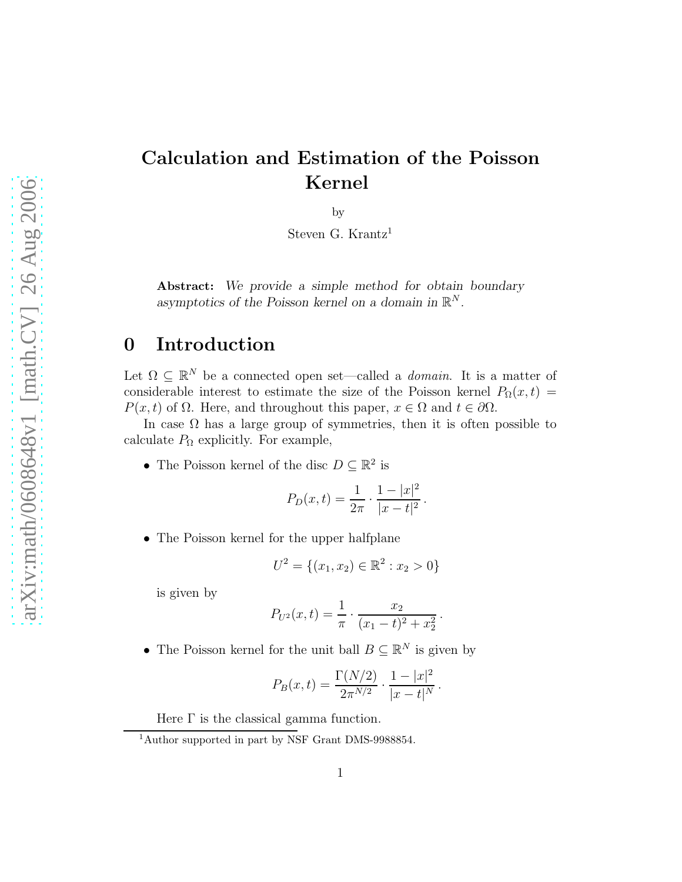# Calculation and Estimation of the Poisson Kernel

by

Steven G. Krantz[1]

**Abstract:** *We provide a simple method for obtain boundary asymptotics of the Poisson kernel on a domain in $\mathbb{R}^N$.*

## 0 Introduction

Let $\Omega \subseteq \mathbb{R}^N$ be a connected open set—called a *domain*. It is a matter of considerable interest to estimate the size of the Poisson kernel $P_\Omega(x,t) = P(x,t)$ of $\Omega$. Here, and throughout this paper, $x \in \Omega$ and $t \in \partial\Omega$.

In case $\Omega$ has a large group of symmetries, then it is often possible to calculate $P_\Omega$ explicitly. For example,

- The Poisson kernel of the disc $D \subseteq \mathbb{R}^2$ is

$$P_D(x,t) = \frac{1}{2\pi} \cdot \frac{1 - |x|^2}{|x-t|^2}\,.$$

- The Poisson kernel for the upper halfplane

$$U^2 = \{(x_1, x_2) \in \mathbb{R}^2 : x_2 > 0\}$$

  is given by

$$P_{U^2}(x,t) = \frac{1}{\pi} \cdot \frac{x_2}{(x_1 - t)^2 + x_2^2}\,.$$

- The Poisson kernel for the unit ball $B \subseteq \mathbb{R}^N$ is given by

$$P_B(x,t) = \frac{\Gamma(N/2)}{2\pi^{N/2}} \cdot \frac{1 - |x|^2}{|x-t|^N}\,.$$

  Here $\Gamma$ is the classical gamma function.

[1] Author supported in part by NSF Grant DMS-9988854.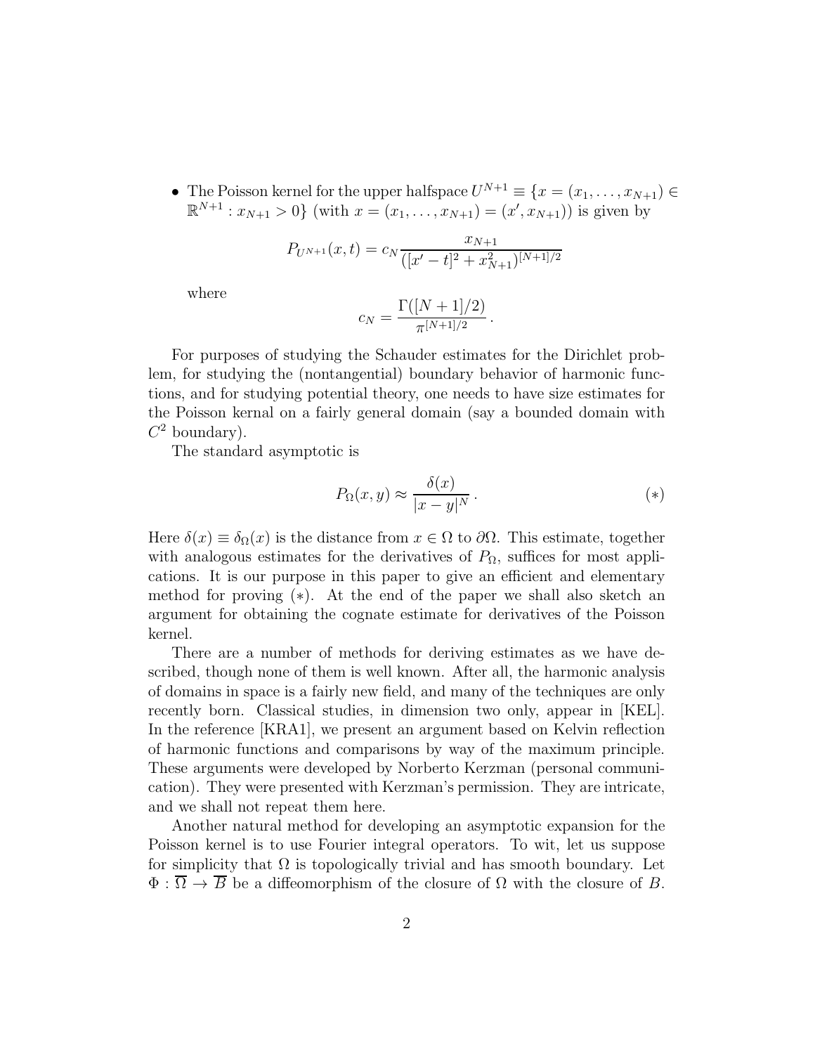- The Poisson kernel for the upper halfspace $U^{N+1} \equiv \{x = (x_1, \ldots, x_{N+1}) \in \mathbb{R}^{N+1} : x_{N+1} > 0\}$ (with $x = (x_1, \ldots, x_{N+1}) = (x', x_{N+1})$) is given by

$$P_{U^{N+1}}(x,t) = c_N \frac{x_{N+1}}{([x'-t]^2 + x_{N+1}^2)^{[N+1]/2}}$$

where

$$c_N = \frac{\Gamma([N+1]/2)}{\pi^{[N+1]/2}} .$$

For purposes of studying the Schauder estimates for the Dirichlet problem, for studying the (nontangential) boundary behavior of harmonic functions, and for studying potential theory, one needs to have size estimates for the Poisson kernal on a fairly general domain (say a bounded domain with $C^2$ boundary).

The standard asymptotic is

$$P_\Omega(x,y) \approx \frac{\delta(x)}{|x-y|^N} . \qquad (*)$$

Here $\delta(x) \equiv \delta_\Omega(x)$ is the distance from $x \in \Omega$ to $\partial\Omega$. This estimate, together with analogous estimates for the derivatives of $P_\Omega$, suffices for most applications. It is our purpose in this paper to give an efficient and elementary method for proving $(*)$. At the end of the paper we shall also sketch an argument for obtaining the cognate estimate for derivatives of the Poisson kernel.

There are a number of methods for deriving estimates as we have described, though none of them is well known. After all, the harmonic analysis of domains in space is a fairly new field, and many of the techniques are only recently born. Classical studies, in dimension two only, appear in [KEL]. In the reference [KRA1], we present an argument based on Kelvin reflection of harmonic functions and comparisons by way of the maximum principle. These arguments were developed by Norberto Kerzman (personal communication). They were presented with Kerzman's permission. They are intricate, and we shall not repeat them here.

Another natural method for developing an asymptotic expansion for the Poisson kernel is to use Fourier integral operators. To wit, let us suppose for simplicity that $\Omega$ is topologically trivial and has smooth boundary. Let $\Phi : \overline{\Omega} \to \overline{B}$ be a diffeomorphism of the closure of $\Omega$ with the closure of $B$.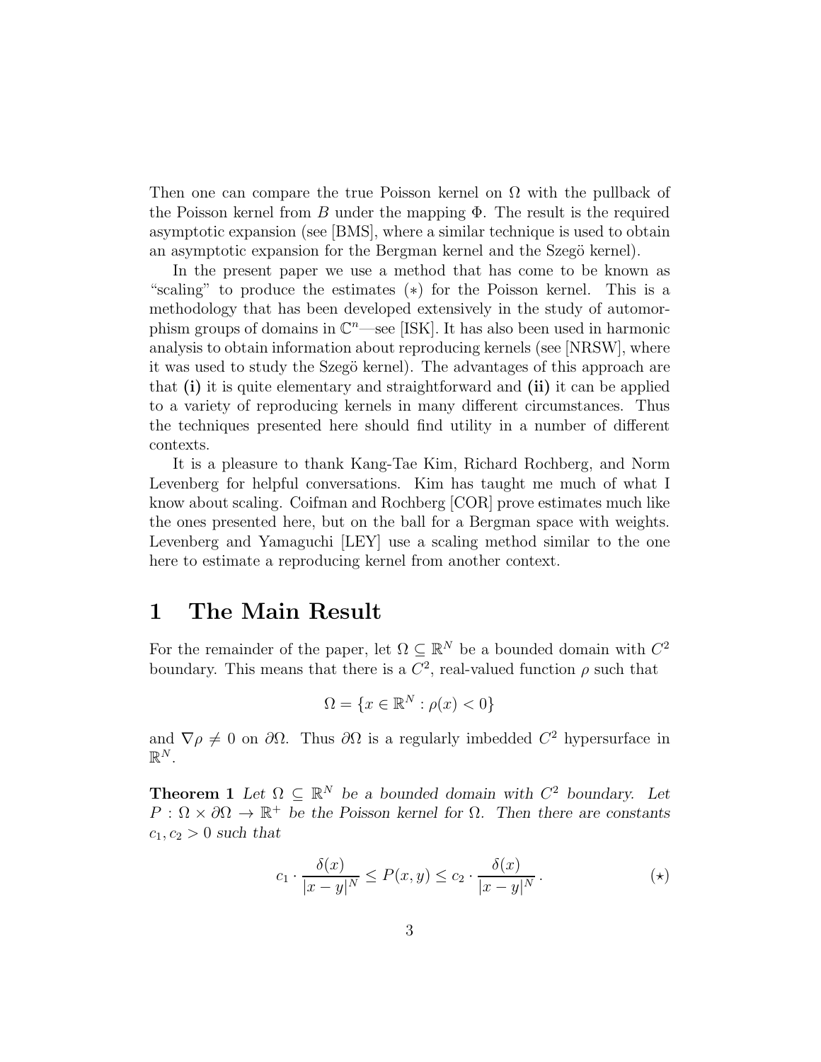Then one can compare the true Poisson kernel on $\Omega$ with the pullback of the Poisson kernel from $B$ under the mapping $\Phi$. The result is the required asymptotic expansion (see [BMS], where a similar technique is used to obtain an asymptotic expansion for the Bergman kernel and the Szegö kernel).

In the present paper we use a method that has come to be known as "scaling" to produce the estimates $(*)$ for the Poisson kernel. This is a methodology that has been developed extensively in the study of automorphism groups of domains in $\mathbb{C}^n$—see [ISK]. It has also been used in harmonic analysis to obtain information about reproducing kernels (see [NRSW], where it was used to study the Szegö kernel). The advantages of this approach are that **(i)** it is quite elementary and straightforward and **(ii)** it can be applied to a variety of reproducing kernels in many different circumstances. Thus the techniques presented here should find utility in a number of different contexts.

It is a pleasure to thank Kang-Tae Kim, Richard Rochberg, and Norm Levenberg for helpful conversations. Kim has taught me much of what I know about scaling. Coifman and Rochberg [COR] prove estimates much like the ones presented here, but on the ball for a Bergman space with weights. Levenberg and Yamaguchi [LEY] use a scaling method similar to the one here to estimate a reproducing kernel from another context.

# 1 The Main Result

For the remainder of the paper, let $\Omega \subseteq \mathbb{R}^N$ be a bounded domain with $C^2$ boundary. This means that there is a $C^2$, real-valued function $\rho$ such that

$$\Omega = \{x \in \mathbb{R}^N : \rho(x) < 0\}$$

and $\nabla \rho \neq 0$ on $\partial\Omega$. Thus $\partial\Omega$ is a regularly imbedded $C^2$ hypersurface in $\mathbb{R}^N$.

**Theorem 1** *Let $\Omega \subseteq \mathbb{R}^N$ be a bounded domain with $C^2$ boundary. Let $P : \Omega \times \partial\Omega \to \mathbb{R}^+$ be the Poisson kernel for $\Omega$. Then there are constants $c_1, c_2 > 0$ such that*

$$c_1 \cdot \frac{\delta(x)}{|x-y|^N} \leq P(x,y) \leq c_2 \cdot \frac{\delta(x)}{|x-y|^N}\,. \qquad (\star)$$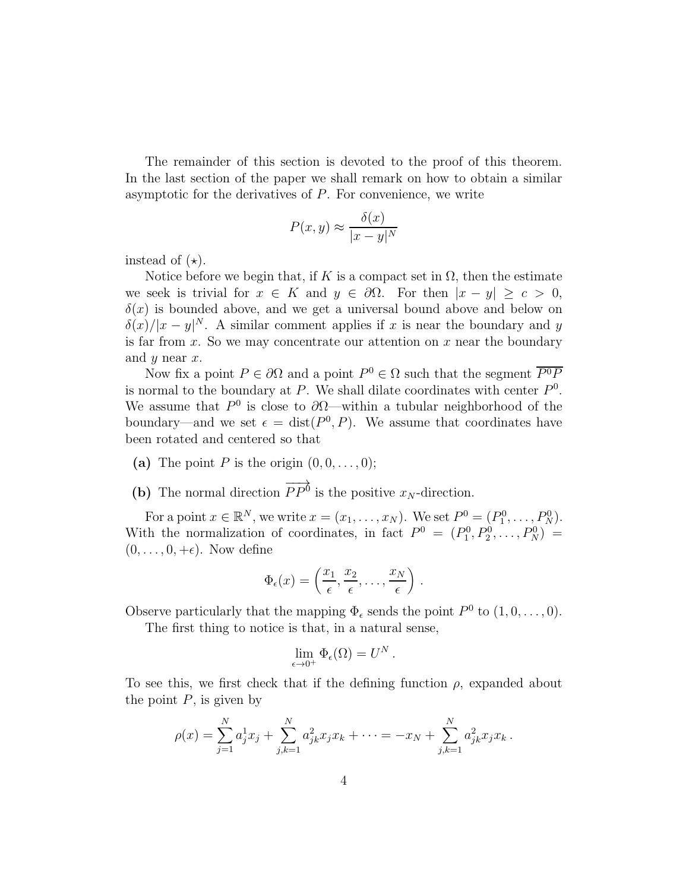The remainder of this section is devoted to the proof of this theorem. In the last section of the paper we shall remark on how to obtain a similar asymptotic for the derivatives of $P$. For convenience, we write

$$P(x,y) \approx \frac{\delta(x)}{|x-y|^N}$$

instead of $(\star)$.

Notice before we begin that, if $K$ is a compact set in $\Omega$, then the estimate we seek is trivial for $x \in K$ and $y \in \partial\Omega$. For then $|x - y| \geq c > 0$, $\delta(x)$ is bounded above, and we get a universal bound above and below on $\delta(x)/|x-y|^N$. A similar comment applies if $x$ is near the boundary and $y$ is far from $x$. So we may concentrate our attention on $x$ near the boundary and $y$ near $x$.

Now fix a point $P \in \partial\Omega$ and a point $P^0 \in \Omega$ such that the segment $\overline{P^0P}$ is normal to the boundary at $P$. We shall dilate coordinates with center $P^0$. We assume that $P^0$ is close to $\partial\Omega$—within a tubular neighborhood of the boundary—and we set $\epsilon = \text{dist}(P^0, P)$. We assume that coordinates have been rotated and centered so that

- **(a)** The point $P$ is the origin $(0, 0, \ldots, 0)$;
- **(b)** The normal direction $\overrightarrow{PP^0}$ is the positive $x_N$-direction.

For a point $x \in \mathbb{R}^N$, we write $x = (x_1, \ldots, x_N)$. We set $P^0 = (P^0_1, \ldots, P^0_N)$. With the normalization of coordinates, in fact $P^0 = (P^0_1, P^0_2, \ldots, P^0_N) = (0, \ldots, 0, +\epsilon)$. Now define

$$\Phi_\epsilon(x) = \left(\frac{x_1}{\epsilon}, \frac{x_2}{\epsilon}, \ldots, \frac{x_N}{\epsilon}\right).$$

Observe particularly that the mapping $\Phi_\epsilon$ sends the point $P^0$ to $(1, 0, \ldots, 0)$.

The first thing to notice is that, in a natural sense,

$$\lim_{\epsilon \to 0^+} \Phi_\epsilon(\Omega) = U^N.$$

To see this, we first check that if the defining function $\rho$, expanded about the point $P$, is given by

$$\rho(x) = \sum_{j=1}^N a^1_j x_j + \sum_{j,k=1}^N a^2_{jk} x_j x_k + \cdots = -x_N + \sum_{j,k=1}^N a^2_{jk} x_j x_k .$$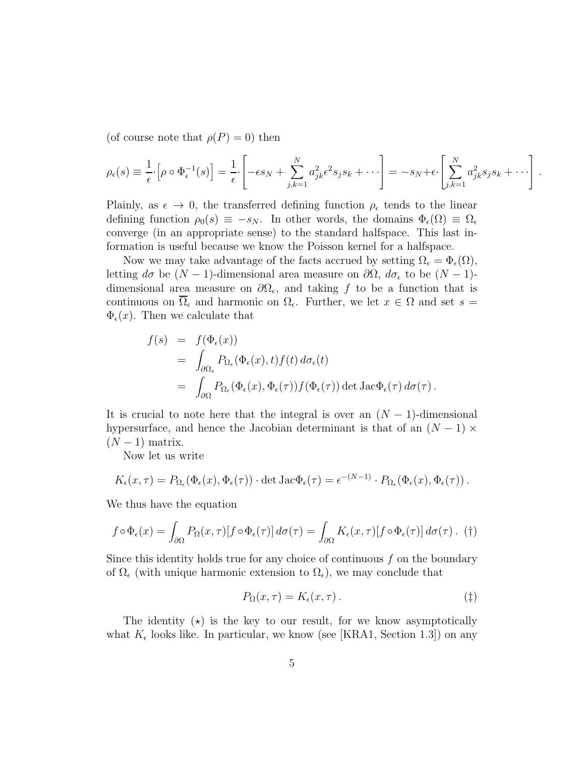(of course note that $\rho(P) = 0$) then

$$\rho_\epsilon(s) \equiv \frac{1}{\epsilon} \cdot \Big[ \rho \circ \Phi_\epsilon^{-1}(s) \Big] = \frac{1}{\epsilon} \cdot \left[ -\epsilon s_N + \sum_{j,k=1}^N a_{jk}^2 \epsilon^2 s_j s_k + \cdots \right] = -s_N + \epsilon \cdot \left[ \sum_{j,k=1}^N a_{jk}^2 s_j s_k + \cdots \right] .$$

Plainly, as $\epsilon \to 0$, the transferred defining function $\rho_\epsilon$ tends to the linear defining function $\rho_0(s) \equiv -s_N$. In other words, the domains $\Phi_\epsilon(\Omega) \equiv \Omega_\epsilon$ converge (in an appropriate sense) to the standard halfspace. This last information is useful because we know the Poisson kernel for a halfspace.

Now we may take advantage of the facts accrued by setting $\Omega_\epsilon = \Phi_\epsilon(\Omega)$, letting $d\sigma$ be $(N-1)$-dimensional area measure on $\partial\Omega$, $d\sigma_\epsilon$ to be $(N-1)$-dimensional area measure on $\partial\Omega_\epsilon$, and taking $f$ to be a function that is continuous on $\overline{\Omega}_\epsilon$ and harmonic on $\Omega_\epsilon$. Further, we let $x \in \Omega$ and set $s = \Phi_\epsilon(x)$. Then we calculate that

$$\begin{aligned} f(s) &= f(\Phi_\epsilon(x)) \\ &= \int_{\partial\Omega_\epsilon} P_{\Omega_\epsilon}(\Phi_\epsilon(x), t) f(t)\, d\sigma_\epsilon(t) \\ &= \int_{\partial\Omega} P_{\Omega_\epsilon}(\Phi_\epsilon(x), \Phi_\epsilon(\tau)) f(\Phi_\epsilon(\tau)) \det \mathrm{Jac}\Phi_\epsilon(\tau)\, d\sigma(\tau) \,. \end{aligned}$$

It is crucial to note here that the integral is over an $(N-1)$-dimensional hypersurface, and hence the Jacobian determinant is that of an $(N-1) \times (N-1)$ matrix.

Now let us write

$$K_\epsilon(x, \tau) = P_{\Omega_\epsilon}(\Phi_\epsilon(x), \Phi_\epsilon(\tau)) \cdot \det \mathrm{Jac}\Phi_\epsilon(\tau) = \epsilon^{-(N-1)} \cdot P_{\Omega_\epsilon}(\Phi_\epsilon(x), \Phi_\epsilon(\tau)) \,.$$

We thus have the equation

$$f \circ \Phi_\epsilon(x) = \int_{\partial\Omega} P_\Omega(x, \tau) [f \circ \Phi_\epsilon(\tau)]\, d\sigma(\tau) = \int_{\partial\Omega} K_\epsilon(x, \tau) [f \circ \Phi_\epsilon(\tau)]\, d\sigma(\tau) \,. \quad (\dagger)$$

Since this identity holds true for any choice of continuous $f$ on the boundary of $\Omega_\epsilon$ (with unique harmonic extension to $\Omega_\epsilon$), we may conclude that

$$P_\Omega(x, \tau) = K_\epsilon(x, \tau) \,. \qquad (\ddagger)$$

The identity $(\star)$ is the key to our result, for we know asymptotically what $K_\epsilon$ looks like. In particular, we know (see [KRA1, Section 1.3]) on any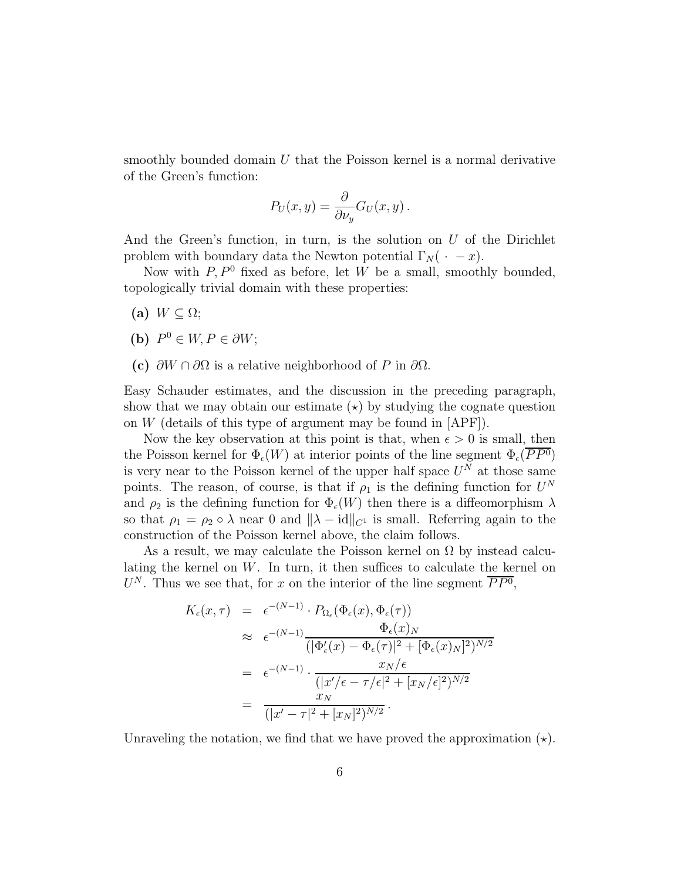smoothly bounded domain $U$ that the Poisson kernel is a normal derivative of the Green's function:

$$P_U(x,y) = \frac{\partial}{\partial \nu_y} G_U(x,y)\,.$$

And the Green's function, in turn, is the solution on $U$ of the Dirichlet problem with boundary data the Newton potential $\Gamma_N(\,\cdot\, - x)$.

Now with $P, P^0$ fixed as before, let $W$ be a small, smoothly bounded, topologically trivial domain with these properties:

- **(a)** $W \subseteq \Omega$;
- **(b)** $P^0 \in W, P \in \partial W$;
- **(c)** $\partial W \cap \partial \Omega$ is a relative neighborhood of $P$ in $\partial \Omega$.

Easy Schauder estimates, and the discussion in the preceding paragraph, show that we may obtain our estimate $(\star)$ by studying the cognate question on $W$ (details of this type of argument may be found in [APF]).

Now the key observation at this point is that, when $\epsilon > 0$ is small, then the Poisson kernel for $\Phi_\epsilon(W)$ at interior points of the line segment $\Phi_\epsilon(\overline{PP^0})$ is very near to the Poisson kernel of the upper half space $U^N$ at those same points. The reason, of course, is that if $\rho_1$ is the defining function for $U^N$ and $\rho_2$ is the defining function for $\Phi_\epsilon(W)$ then there is a diffeomorphism $\lambda$ so that $\rho_1 = \rho_2 \circ \lambda$ near 0 and $\|\lambda - \mathrm{id}\|_{C^1}$ is small. Referring again to the construction of the Poisson kernel above, the claim follows.

As a result, we may calculate the Poisson kernel on $\Omega$ by instead calculating the kernel on $W$. In turn, it then suffices to calculate the kernel on $U^N$. Thus we see that, for $x$ on the interior of the line segment $\overline{PP^0}$,

$$\begin{aligned}
K_\epsilon(x,\tau) &= \epsilon^{-(N-1)} \cdot P_{\Omega_\epsilon}(\Phi_\epsilon(x), \Phi_\epsilon(\tau)) \\
&\approx \epsilon^{-(N-1)} \frac{\Phi_\epsilon(x)_N}{(|\Phi_\epsilon'(x) - \Phi_\epsilon(\tau)|^2 + [\Phi_\epsilon(x)_N]^2)^{N/2}} \\
&= \epsilon^{-(N-1)} \cdot \frac{x_N/\epsilon}{(|x'/\epsilon - \tau/\epsilon|^2 + [x_N/\epsilon]^2)^{N/2}} \\
&= \frac{x_N}{(|x' - \tau|^2 + [x_N]^2)^{N/2}}\,.
\end{aligned}$$

Unraveling the notation, we find that we have proved the approximation $(\star)$.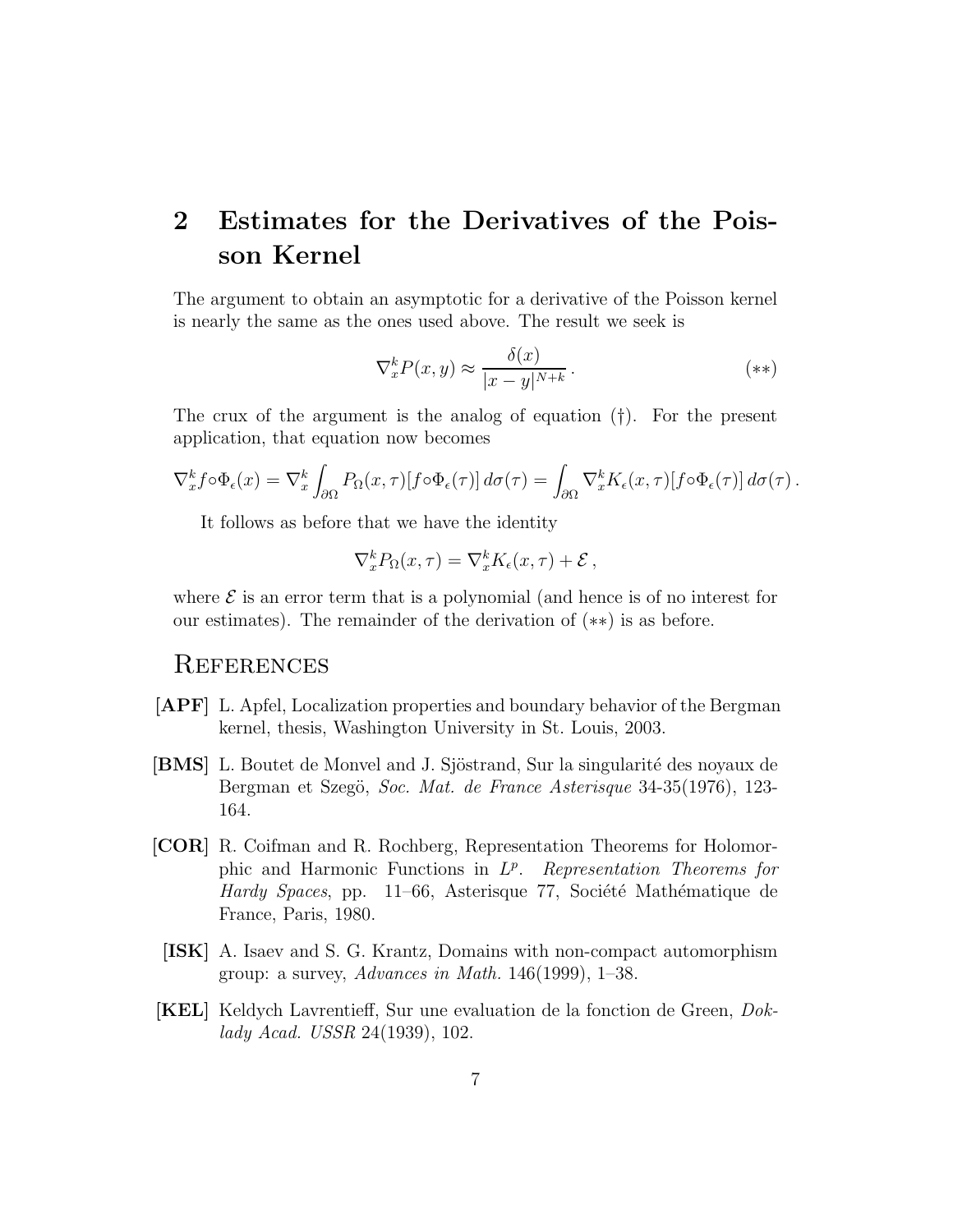## 2 Estimates for the Derivatives of the Poisson Kernel

The argument to obtain an asymptotic for a derivative of the Poisson kernel is nearly the same as the ones used above. The result we seek is

$$\nabla_x^k P(x,y) \approx \frac{\delta(x)}{|x-y|^{N+k}} \,. \tag{$**$}$$

The crux of the argument is the analog of equation (†). For the present application, that equation now becomes

$$\nabla_x^k f \circ \Phi_\epsilon(x) = \nabla_x^k \int_{\partial\Omega} P_\Omega(x,\tau)[f\circ\Phi_\epsilon(\tau)]\, d\sigma(\tau) = \int_{\partial\Omega} \nabla_x^k K_\epsilon(x,\tau)[f\circ\Phi_\epsilon(\tau)]\, d\sigma(\tau)\,.$$

It follows as before that we have the identity

$$\nabla_x^k P_\Omega(x,\tau) = \nabla_x^k K_\epsilon(x,\tau) + \mathcal{E}\,,$$

where $\mathcal{E}$ is an error term that is a polynomial (and hence is of no interest for our estimates). The remainder of the derivation of ($**$) is as before.

## References

**[APF]** L. Apfel, Localization properties and boundary behavior of the Bergman kernel, thesis, Washington University in St. Louis, 2003.

**[BMS]** L. Boutet de Monvel and J. Sjöstrand, Sur la singularité des noyaux de Bergman et Szegö, *Soc. Mat. de France Asterisque* 34-35(1976), 123-164.

**[COR]** R. Coifman and R. Rochberg, Representation Theorems for Holomorphic and Harmonic Functions in $L^p$. *Representation Theorems for Hardy Spaces*, pp. 11–66, Asterisque 77, Société Mathématique de France, Paris, 1980.

**[ISK]** A. Isaev and S. G. Krantz, Domains with non-compact automorphism group: a survey, *Advances in Math.* 146(1999), 1–38.

**[KEL]** Keldych Lavrentieff, Sur une evaluation de la fonction de Green, *Doklady Acad. USSR* 24(1939), 102.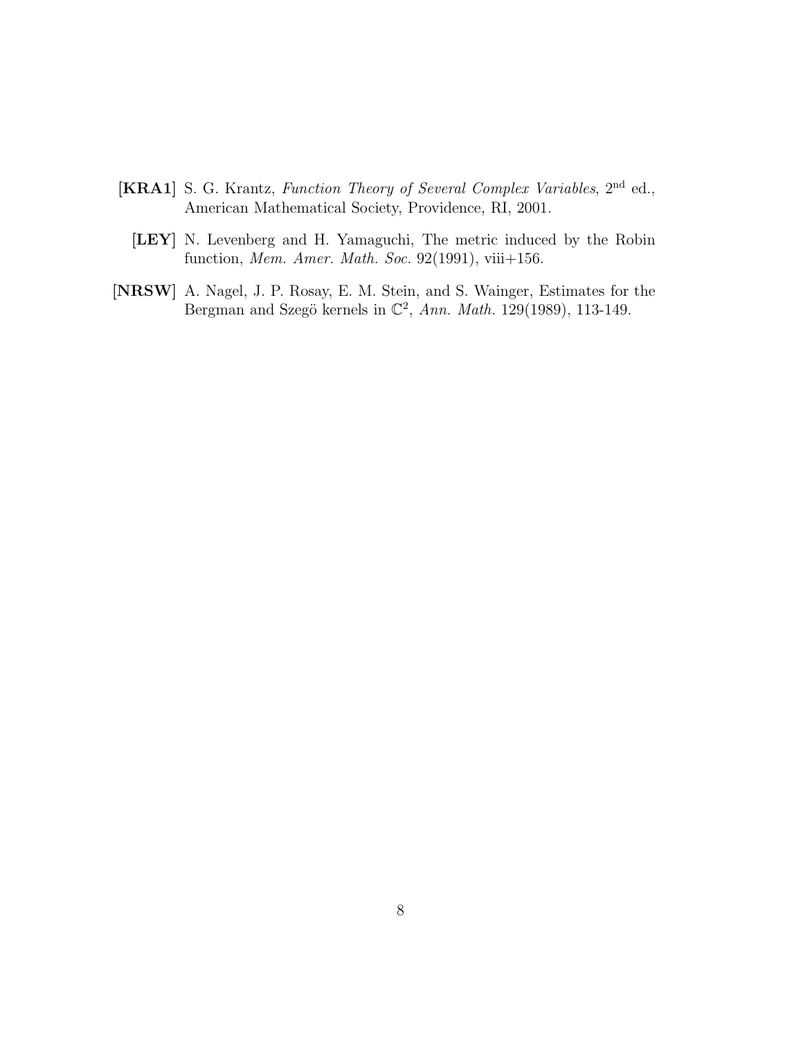**[KRA1]** S. G. Krantz, *Function Theory of Several Complex Variables*, 2nd ed., American Mathematical Society, Providence, RI, 2001.

**[LEY]** N. Levenberg and H. Yamaguchi, The metric induced by the Robin function, *Mem. Amer. Math. Soc.* 92(1991), viii+156.

**[NRSW]** A. Nagel, J. P. Rosay, E. M. Stein, and S. Wainger, Estimates for the Bergman and Szegö kernels in $\mathbb{C}^2$, *Ann. Math.* 129(1989), 113-149.